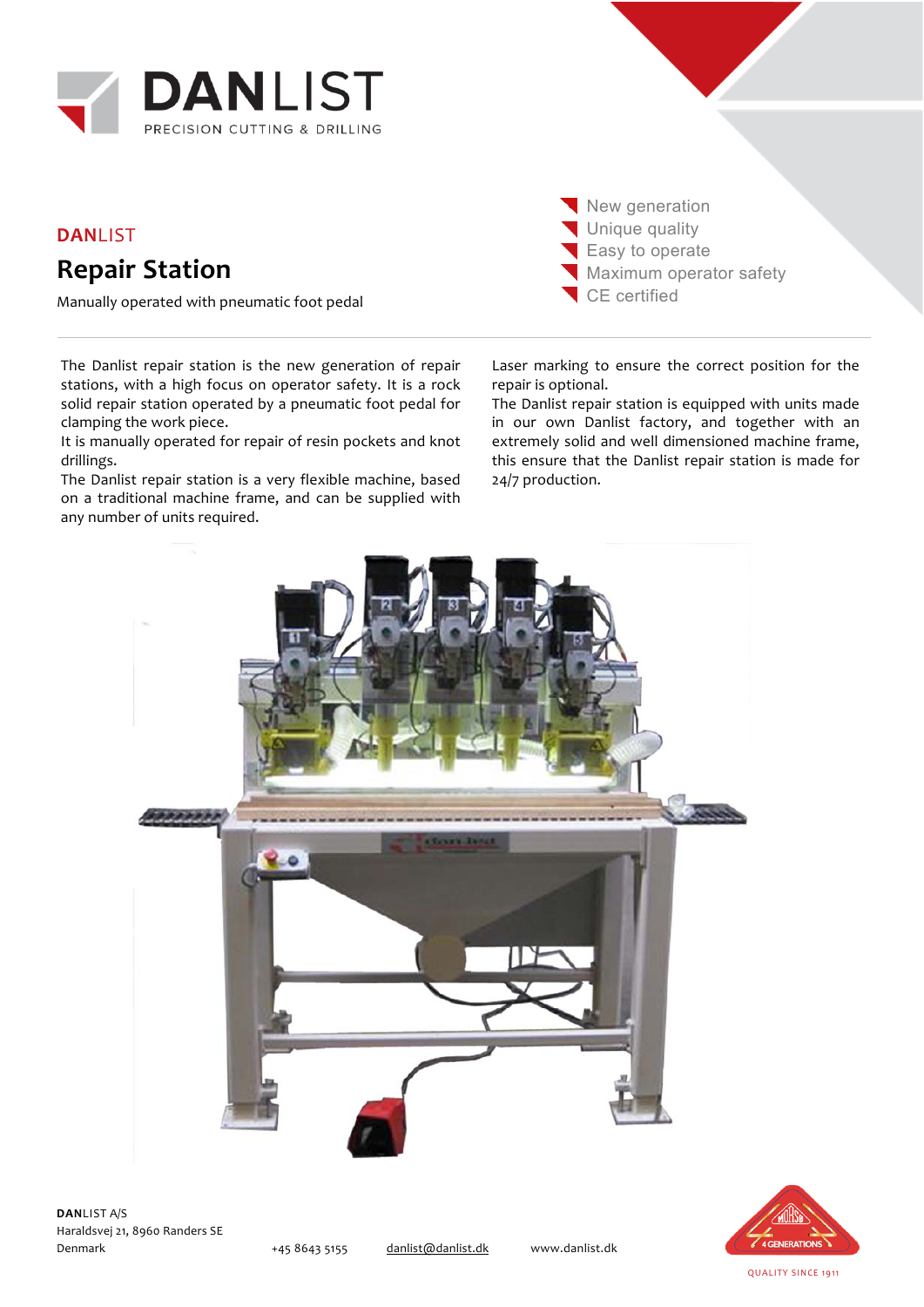**DANLIST**
PRECISION CUTTING & DRILLING

**DAN**LIST

## Repair Station

Manually operated with pneumatic foot pedal

- New generation
- Unique quality
- Easy to operate
- Maximum operator safety
- CE certified

The Danlist repair station is the new generation of repair stations, with a high focus on operator safety. It is a rock solid repair station operated by a pneumatic foot pedal for clamping the work piece.
It is manually operated for repair of resin pockets and knot drillings.
The Danlist repair station is a very flexible machine, based on a traditional machine frame, and can be supplied with any number of units required.

Laser marking to ensure the correct position for the repair is optional.
The Danlist repair station is equipped with units made in our own Danlist factory, and together with an extremely solid and well dimensioned machine frame, this ensure that the Danlist repair station is made for 24/7 production.

**DAN**LIST A/S
Haraldsvej 21, 8960 Randers SE
Denmark

+45 8643 5155 danlist@danlist.dk www.danlist.dk

4 GENERATIONS
QUALITY SINCE 1911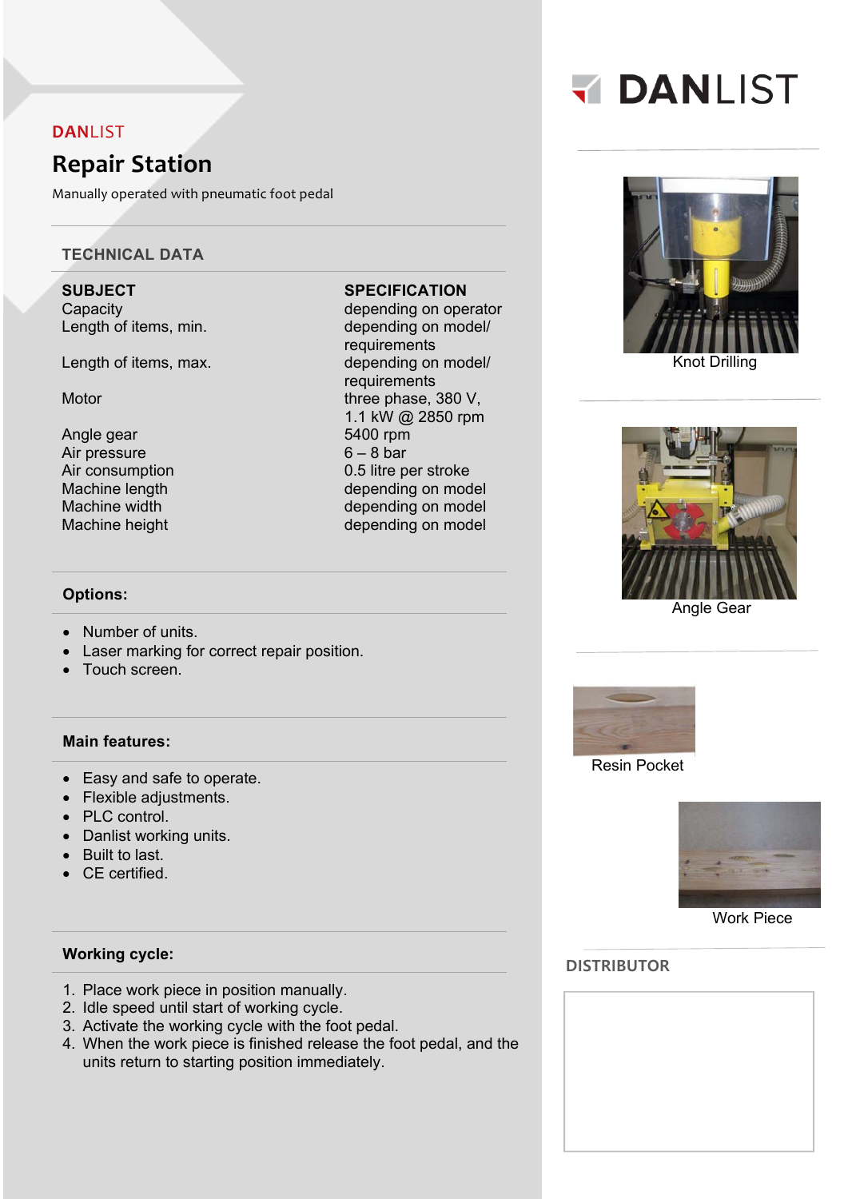DANLIST

# Repair Station

Manually operated with pneumatic foot pedal

## TECHNICAL DATA

| SUBJECT | SPECIFICATION |
|---|---|
| Capacity | depending on operator |
| Length of items, min. | depending on model/ requirements |
| Length of items, max. | depending on model/ requirements |
| Motor | three phase, 380 V, 1.1 kW @ 2850 rpm |
| Angle gear | 5400 rpm |
| Air pressure | 6 – 8 bar |
| Air consumption | 0.5 litre per stroke |
| Machine length | depending on model |
| Machine width | depending on model |
| Machine height | depending on model |

### Options:

- Number of units.
- Laser marking for correct repair position.
- Touch screen.

### Main features:

- Easy and safe to operate.
- Flexible adjustments.
- PLC control.
- Danlist working units.
- Built to last.
- CE certified.

### Working cycle:

1. Place work piece in position manually.
2. Idle speed until start of working cycle.
3. Activate the working cycle with the foot pedal.
4. When the work piece is finished release the foot pedal, and the units return to starting position immediately.

DANLIST

Knot Drilling

Angle Gear

Resin Pocket

Work Piece

DISTRIBUTOR